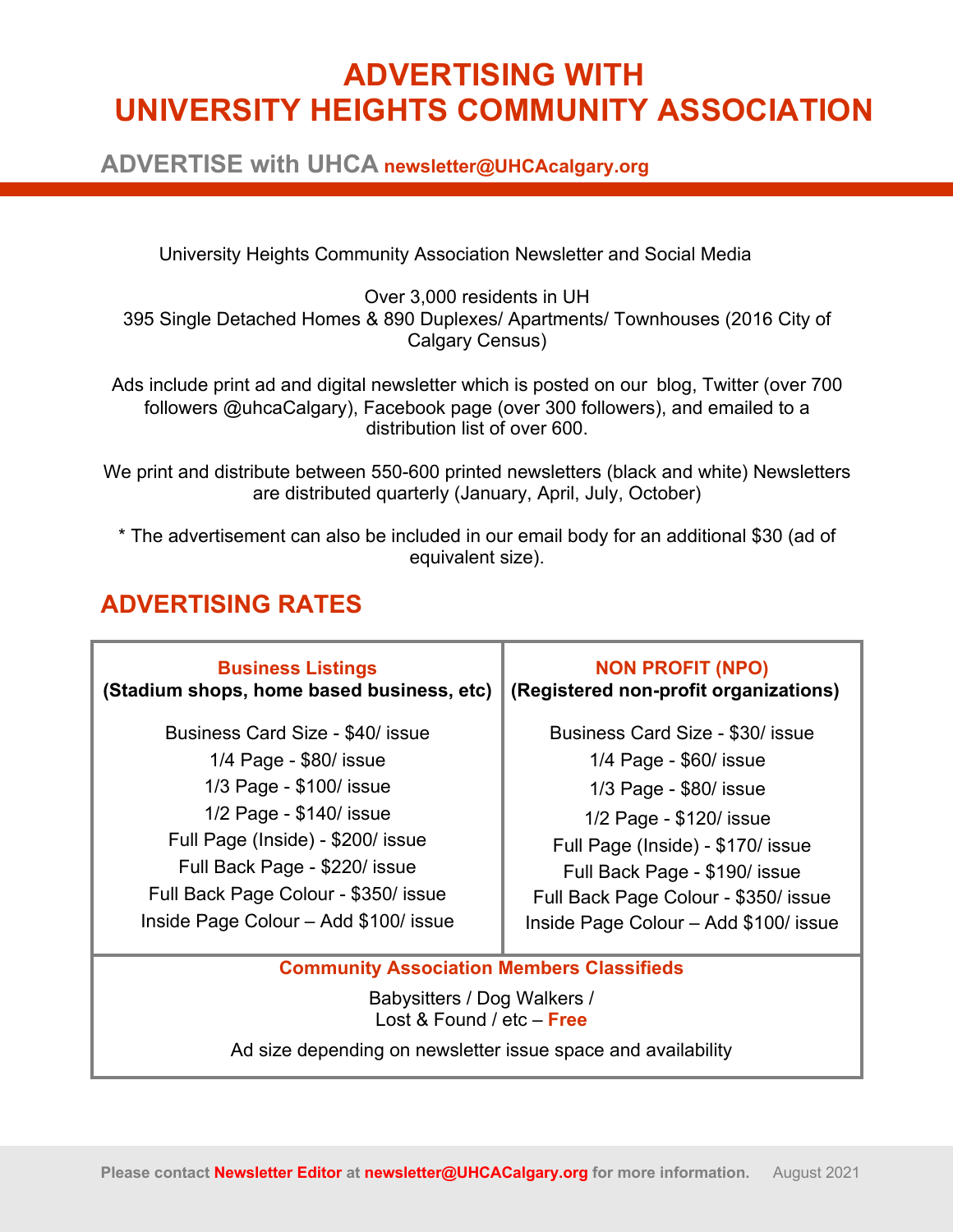# ADVERTISING WITH UNIVERSITY HEIGHTS COMMUNITY ASSOCIATION

## ADVERTISE with UHCA newsletter@UHCAcalgary.org

University Heights Community Association Newsletter and Social Media

Over 3,000 residents in UH
395 Single Detached Homes & 890 Duplexes/ Apartments/ Townhouses (2016 City of Calgary Census)

Ads include print ad and digital newsletter which is posted on our blog, Twitter (over 700 followers @uhcaCalgary), Facebook page (over 300 followers), and emailed to a distribution list of over 600.

We print and distribute between 550-600 printed newsletters (black and white) Newsletters are distributed quarterly (January, April, July, October)

* The advertisement can also be included in our email body for an additional $30 (ad of equivalent size).

## ADVERTISING RATES

| **Business Listings** (Stadium shops, home based business, etc) | **NON PROFIT (NPO)** (Registered non-profit organizations) |
|---|---|
| Business Card Size - $40/ issue | Business Card Size - $30/ issue |
| 1/4 Page - $80/ issue | 1/4 Page - $60/ issue |
| 1/3 Page - $100/ issue | 1/3 Page - $80/ issue |
| 1/2 Page - $140/ issue | 1/2 Page - $120/ issue |
| Full Page (Inside) - $200/ issue | Full Page (Inside) - $170/ issue |
| Full Back Page - $220/ issue | Full Back Page - $190/ issue |
| Full Back Page Colour - $350/ issue | Full Back Page Colour - $350/ issue |
| Inside Page Colour – Add $100/ issue | Inside Page Colour – Add $100/ issue |

**Community Association Members Classifieds**

Babysitters / Dog Walkers / Lost & Found / etc – **Free**

Ad size depending on newsletter issue space and availability

Please contact Newsletter Editor at newsletter@UHCACalgary.org for more information. August 2021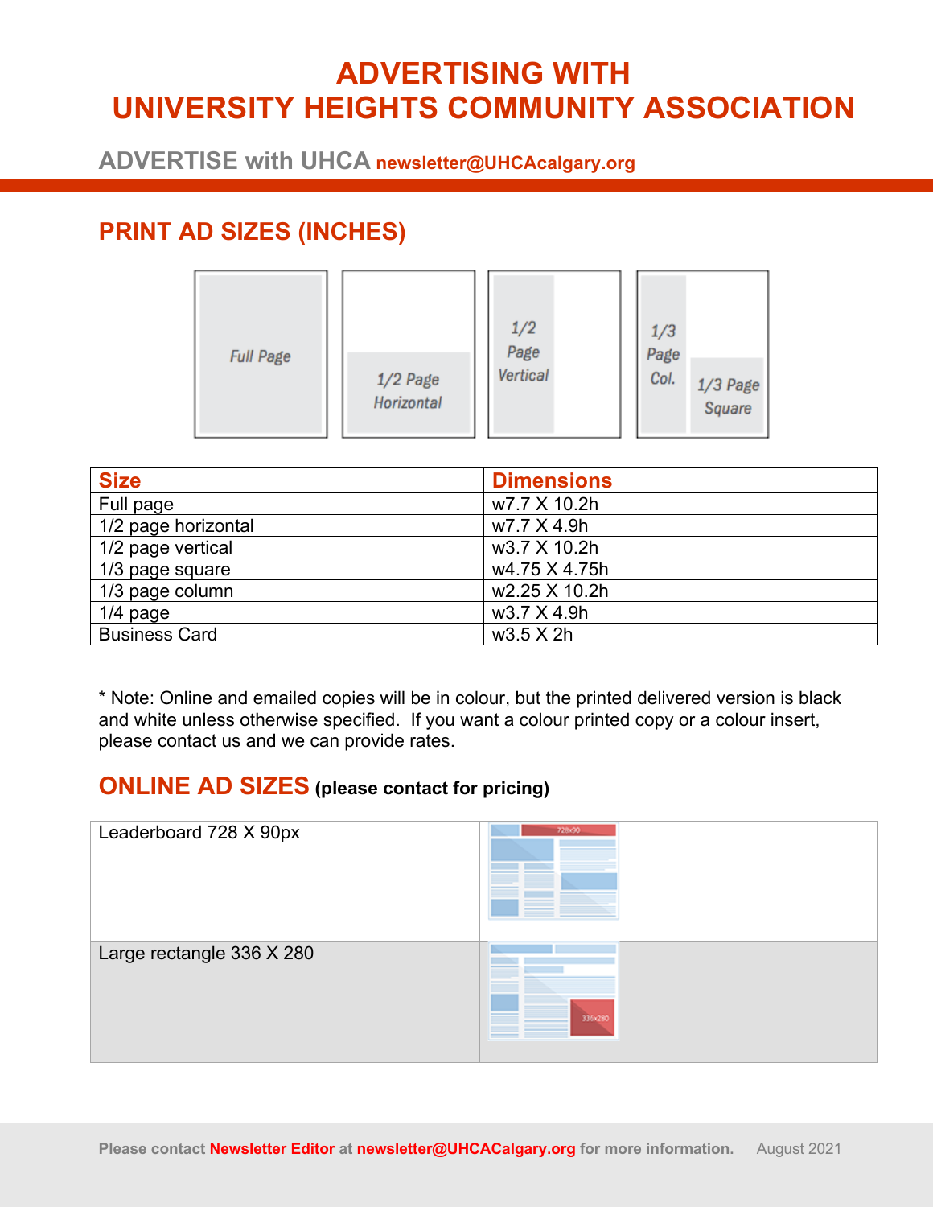# ADVERTISING WITH UNIVERSITY HEIGHTS COMMUNITY ASSOCIATION

**ADVERTISE with UHCA** newsletter@UHCAcalgary.org

## PRINT AD SIZES (INCHES)

Full Page | 1/2 Page Horizontal | 1/2 Page Vertical | 1/3 Page Col. | 1/3 Page Square

| Size | Dimensions |
|---|---|
| Full page | w7.7 X 10.2h |
| 1/2 page horizontal | w7.7 X 4.9h |
| 1/2 page vertical | w3.7 X 10.2h |
| 1/3 page square | w4.75 X 4.75h |
| 1/3 page column | w2.25 X 10.2h |
| 1/4 page | w3.7 X 4.9h |
| Business Card | w3.5 X 2h |

* Note: Online and emailed copies will be in colour, but the printed delivered version is black and white unless otherwise specified. If you want a colour printed copy or a colour insert, please contact us and we can provide rates.

## ONLINE AD SIZES (please contact for pricing)

| Leaderboard 728 X 90px | 728x90 |
|---|---|
| Large rectangle 336 X 280 | 336x280 |

Please contact **Newsletter Editor** at **newsletter@UHCACalgary.org** for more information. August 2021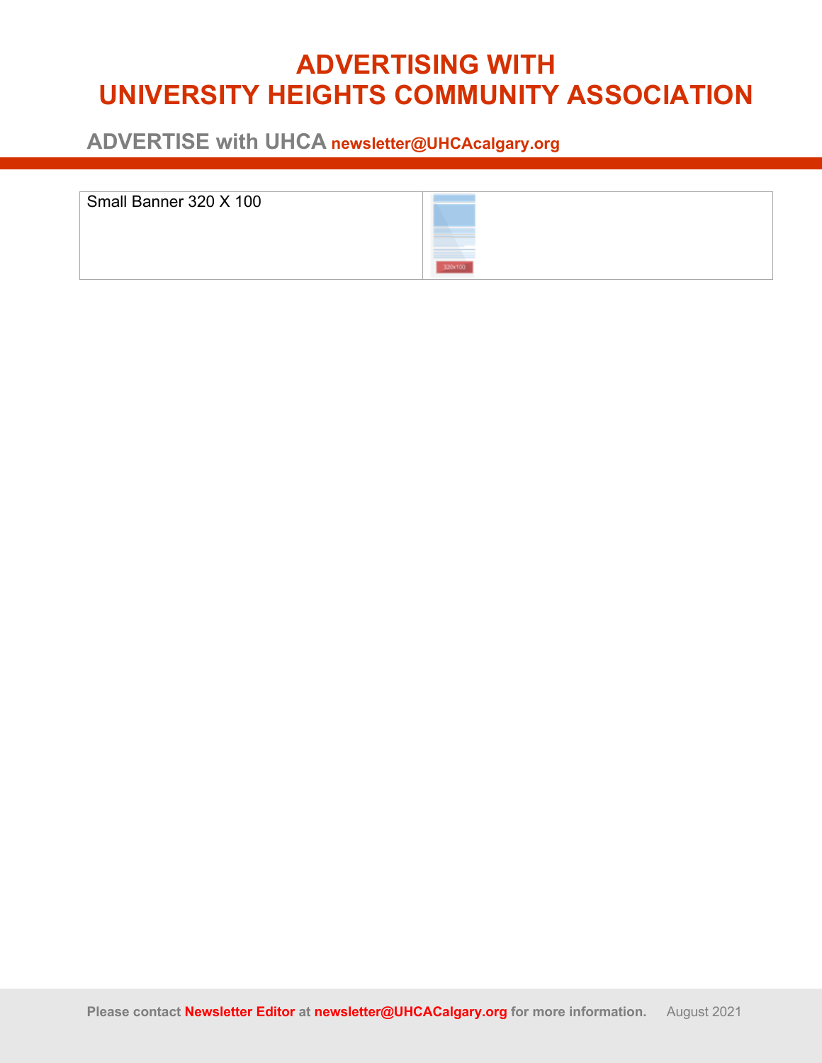# ADVERTISING WITH UNIVERSITY HEIGHTS COMMUNITY ASSOCIATION

## ADVERTISE with UHCA newsletter@UHCAcalgary.org

| | |
|---|---|
| Small Banner 320 X 100 | 320x100 |

**Please contact Newsletter Editor at newsletter@UHCACalgary.org for more information.** August 2021